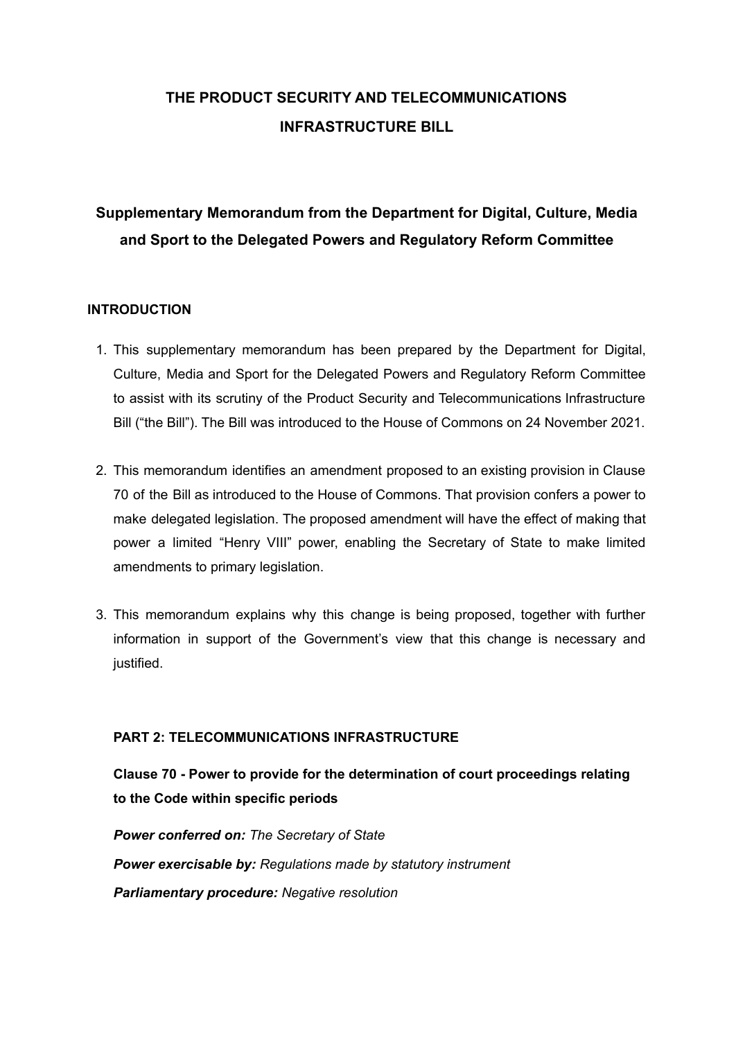# THE PRODUCT SECURITY AND TELECOMMUNICATIONS INFRASTRUCTURE BILL

## Supplementary Memorandum from the Department for Digital, Culture, Media and Sport to the Delegated Powers and Regulatory Reform Committee

### INTRODUCTION

1. This supplementary memorandum has been prepared by the Department for Digital, Culture, Media and Sport for the Delegated Powers and Regulatory Reform Committee to assist with its scrutiny of the Product Security and Telecommunications Infrastructure Bill ("the Bill"). The Bill was introduced to the House of Commons on 24 November 2021.

2. This memorandum identifies an amendment proposed to an existing provision in Clause 70 of the Bill as introduced to the House of Commons. That provision confers a power to make delegated legislation. The proposed amendment will have the effect of making that power a limited "Henry VIII" power, enabling the Secretary of State to make limited amendments to primary legislation.

3. This memorandum explains why this change is being proposed, together with further information in support of the Government's view that this change is necessary and justified.

### PART 2: TELECOMMUNICATIONS INFRASTRUCTURE

**Clause 70 - Power to provide for the determination of court proceedings relating to the Code within specific periods**

***Power conferred on:*** *The Secretary of State*

***Power exercisable by:*** *Regulations made by statutory instrument*

***Parliamentary procedure:*** *Negative resolution*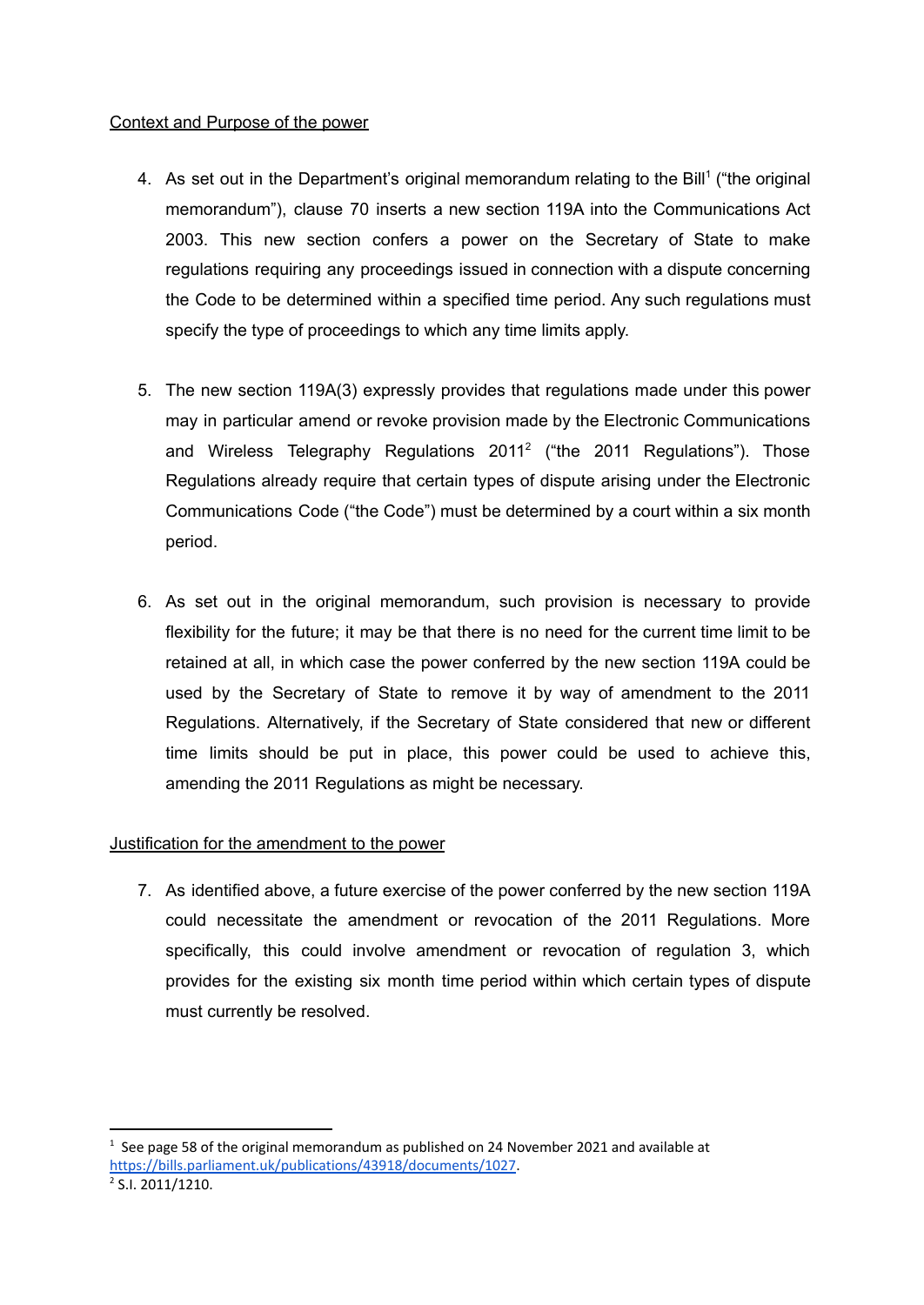Context and Purpose of the power

4. As set out in the Department's original memorandum relating to the Bill[1] ("the original memorandum"), clause 70 inserts a new section 119A into the Communications Act 2003. This new section confers a power on the Secretary of State to make regulations requiring any proceedings issued in connection with a dispute concerning the Code to be determined within a specified time period. Any such regulations must specify the type of proceedings to which any time limits apply.

5. The new section 119A(3) expressly provides that regulations made under this power may in particular amend or revoke provision made by the Electronic Communications and Wireless Telegraphy Regulations 2011[2] ("the 2011 Regulations"). Those Regulations already require that certain types of dispute arising under the Electronic Communications Code ("the Code") must be determined by a court within a six month period.

6. As set out in the original memorandum, such provision is necessary to provide flexibility for the future; it may be that there is no need for the current time limit to be retained at all, in which case the power conferred by the new section 119A could be used by the Secretary of State to remove it by way of amendment to the 2011 Regulations. Alternatively, if the Secretary of State considered that new or different time limits should be put in place, this power could be used to achieve this, amending the 2011 Regulations as might be necessary.

Justification for the amendment to the power

7. As identified above, a future exercise of the power conferred by the new section 119A could necessitate the amendment or revocation of the 2011 Regulations. More specifically, this could involve amendment or revocation of regulation 3, which provides for the existing six month time period within which certain types of dispute must currently be resolved.

---

[1] See page 58 of the original memorandum as published on 24 November 2021 and available at https://bills.parliament.uk/publications/43918/documents/1027.

[2] S.I. 2011/1210.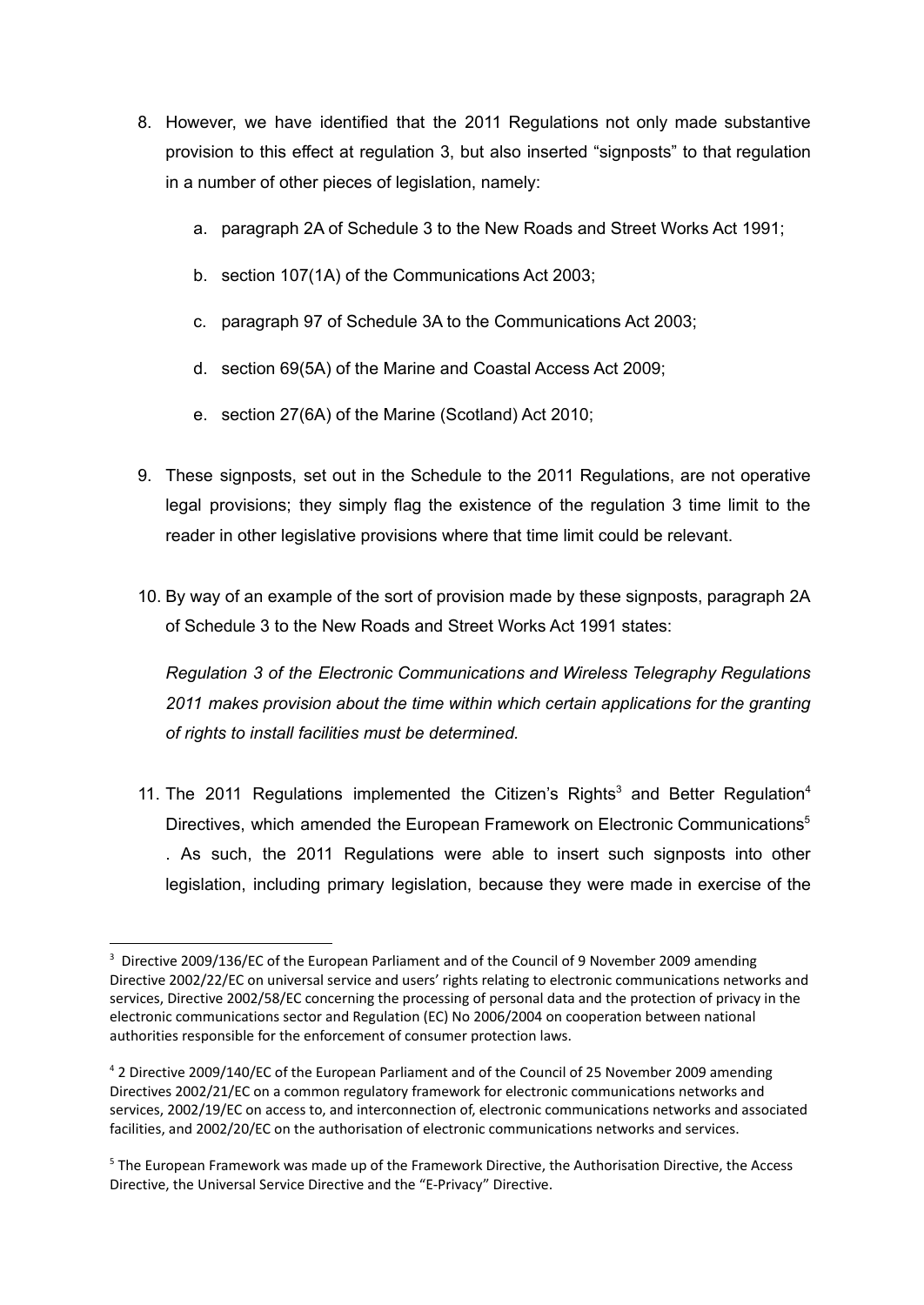8. However, we have identified that the 2011 Regulations not only made substantive provision to this effect at regulation 3, but also inserted "signposts" to that regulation in a number of other pieces of legislation, namely:

    a. paragraph 2A of Schedule 3 to the New Roads and Street Works Act 1991;

    b. section 107(1A) of the Communications Act 2003;

    c. paragraph 97 of Schedule 3A to the Communications Act 2003;

    d. section 69(5A) of the Marine and Coastal Access Act 2009;

    e. section 27(6A) of the Marine (Scotland) Act 2010;

9. These signposts, set out in the Schedule to the 2011 Regulations, are not operative legal provisions; they simply flag the existence of the regulation 3 time limit to the reader in other legislative provisions where that time limit could be relevant.

10. By way of an example of the sort of provision made by these signposts, paragraph 2A of Schedule 3 to the New Roads and Street Works Act 1991 states:

    *Regulation 3 of the Electronic Communications and Wireless Telegraphy Regulations 2011 makes provision about the time within which certain applications for the granting of rights to install facilities must be determined.*

11. The 2011 Regulations implemented the Citizen's Rights[3] and Better Regulation[4] Directives, which amended the European Framework on Electronic Communications[5] . As such, the 2011 Regulations were able to insert such signposts into other legislation, including primary legislation, because they were made in exercise of the

---

[3] Directive 2009/136/EC of the European Parliament and of the Council of 9 November 2009 amending Directive 2002/22/EC on universal service and users' rights relating to electronic communications networks and services, Directive 2002/58/EC concerning the processing of personal data and the protection of privacy in the electronic communications sector and Regulation (EC) No 2006/2004 on cooperation between national authorities responsible for the enforcement of consumer protection laws.

[4] 2 Directive 2009/140/EC of the European Parliament and of the Council of 25 November 2009 amending Directives 2002/21/EC on a common regulatory framework for electronic communications networks and services, 2002/19/EC on access to, and interconnection of, electronic communications networks and associated facilities, and 2002/20/EC on the authorisation of electronic communications networks and services.

[5] The European Framework was made up of the Framework Directive, the Authorisation Directive, the Access Directive, the Universal Service Directive and the "E-Privacy" Directive.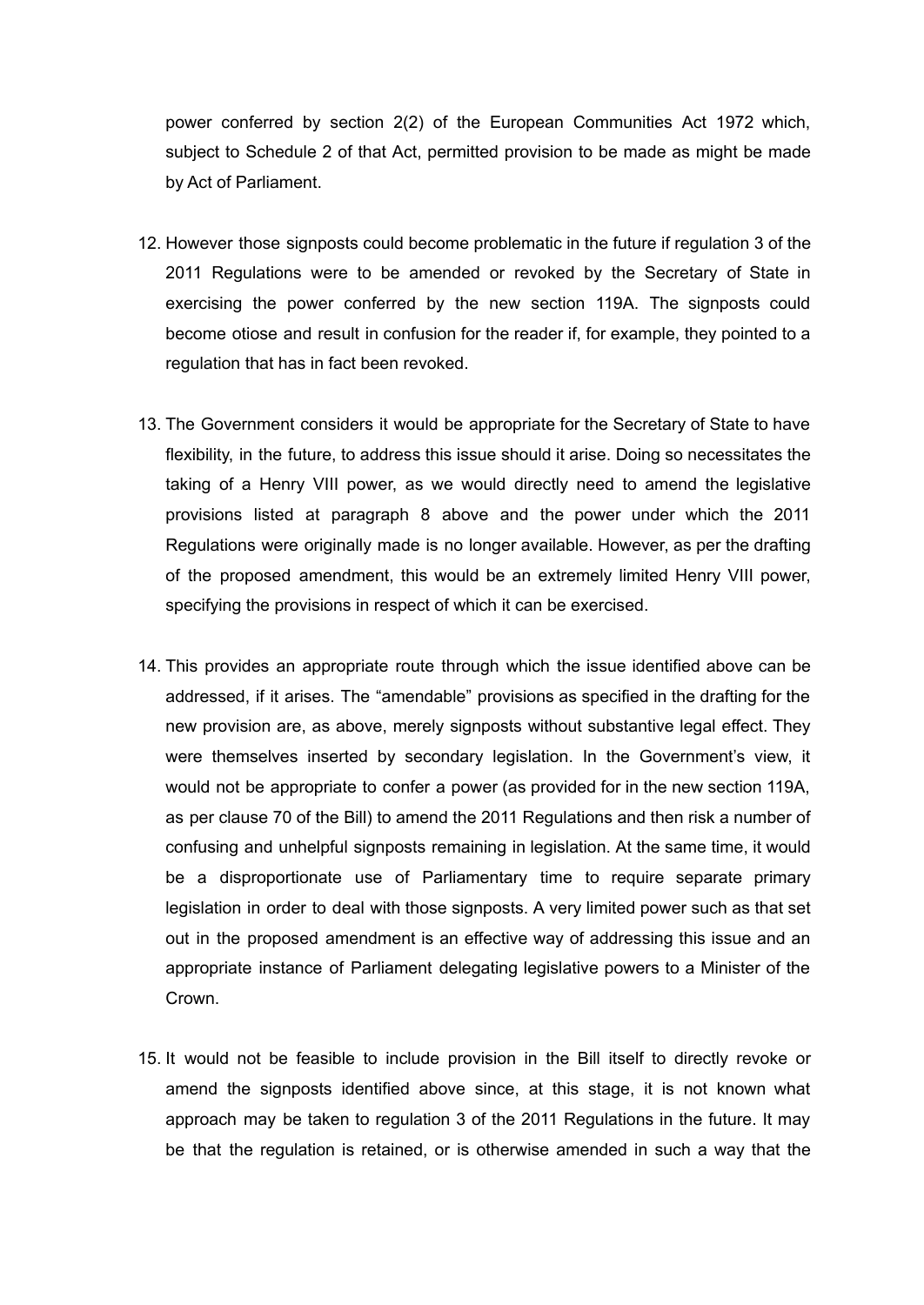power conferred by section 2(2) of the European Communities Act 1972 which, subject to Schedule 2 of that Act, permitted provision to be made as might be made by Act of Parliament.

12. However those signposts could become problematic in the future if regulation 3 of the 2011 Regulations were to be amended or revoked by the Secretary of State in exercising the power conferred by the new section 119A. The signposts could become otiose and result in confusion for the reader if, for example, they pointed to a regulation that has in fact been revoked.

13. The Government considers it would be appropriate for the Secretary of State to have flexibility, in the future, to address this issue should it arise. Doing so necessitates the taking of a Henry VIII power, as we would directly need to amend the legislative provisions listed at paragraph 8 above and the power under which the 2011 Regulations were originally made is no longer available. However, as per the drafting of the proposed amendment, this would be an extremely limited Henry VIII power, specifying the provisions in respect of which it can be exercised.

14. This provides an appropriate route through which the issue identified above can be addressed, if it arises. The "amendable" provisions as specified in the drafting for the new provision are, as above, merely signposts without substantive legal effect. They were themselves inserted by secondary legislation. In the Government's view, it would not be appropriate to confer a power (as provided for in the new section 119A, as per clause 70 of the Bill) to amend the 2011 Regulations and then risk a number of confusing and unhelpful signposts remaining in legislation. At the same time, it would be a disproportionate use of Parliamentary time to require separate primary legislation in order to deal with those signposts. A very limited power such as that set out in the proposed amendment is an effective way of addressing this issue and an appropriate instance of Parliament delegating legislative powers to a Minister of the Crown.

15. It would not be feasible to include provision in the Bill itself to directly revoke or amend the signposts identified above since, at this stage, it is not known what approach may be taken to regulation 3 of the 2011 Regulations in the future. It may be that the regulation is retained, or is otherwise amended in such a way that the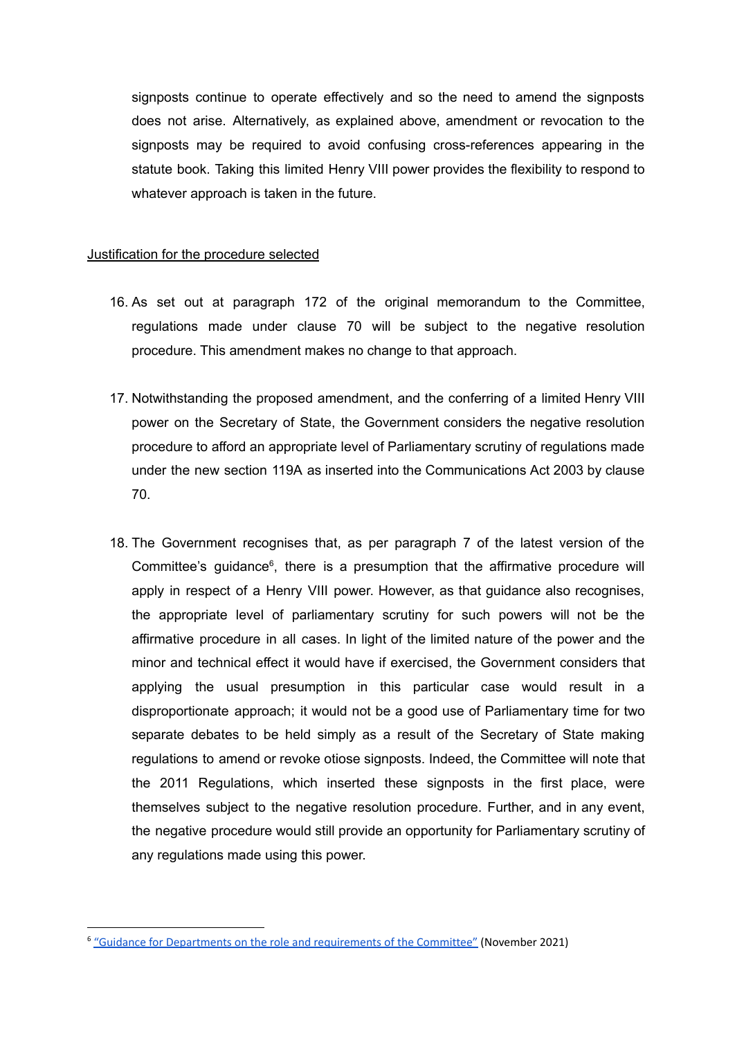signposts continue to operate effectively and so the need to amend the signposts does not arise. Alternatively, as explained above, amendment or revocation to the signposts may be required to avoid confusing cross-references appearing in the statute book. Taking this limited Henry VIII power provides the flexibility to respond to whatever approach is taken in the future.

Justification for the procedure selected

16. As set out at paragraph 172 of the original memorandum to the Committee, regulations made under clause 70 will be subject to the negative resolution procedure. This amendment makes no change to that approach.

17. Notwithstanding the proposed amendment, and the conferring of a limited Henry VIII power on the Secretary of State, the Government considers the negative resolution procedure to afford an appropriate level of Parliamentary scrutiny of regulations made under the new section 119A as inserted into the Communications Act 2003 by clause 70.

18. The Government recognises that, as per paragraph 7 of the latest version of the Committee's guidance[6], there is a presumption that the affirmative procedure will apply in respect of a Henry VIII power. However, as that guidance also recognises, the appropriate level of parliamentary scrutiny for such powers will not be the affirmative procedure in all cases. In light of the limited nature of the power and the minor and technical effect it would have if exercised, the Government considers that applying the usual presumption in this particular case would result in a disproportionate approach; it would not be a good use of Parliamentary time for two separate debates to be held simply as a result of the Secretary of State making regulations to amend or revoke otiose signposts. Indeed, the Committee will note that the 2011 Regulations, which inserted these signposts in the first place, were themselves subject to the negative resolution procedure. Further, and in any event, the negative procedure would still provide an opportunity for Parliamentary scrutiny of any regulations made using this power.

---

[6] "Guidance for Departments on the role and requirements of the Committee" (November 2021)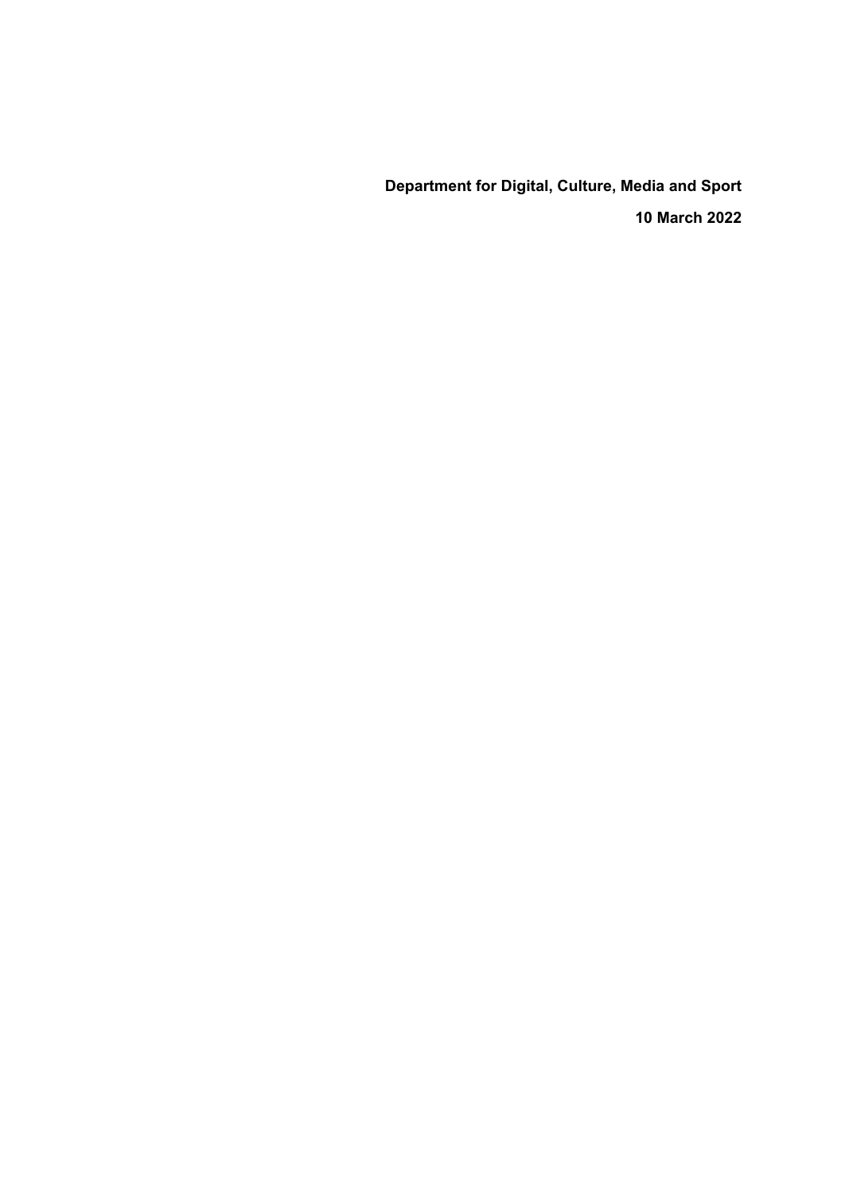**Department for Digital, Culture, Media and Sport**

**10 March 2022**